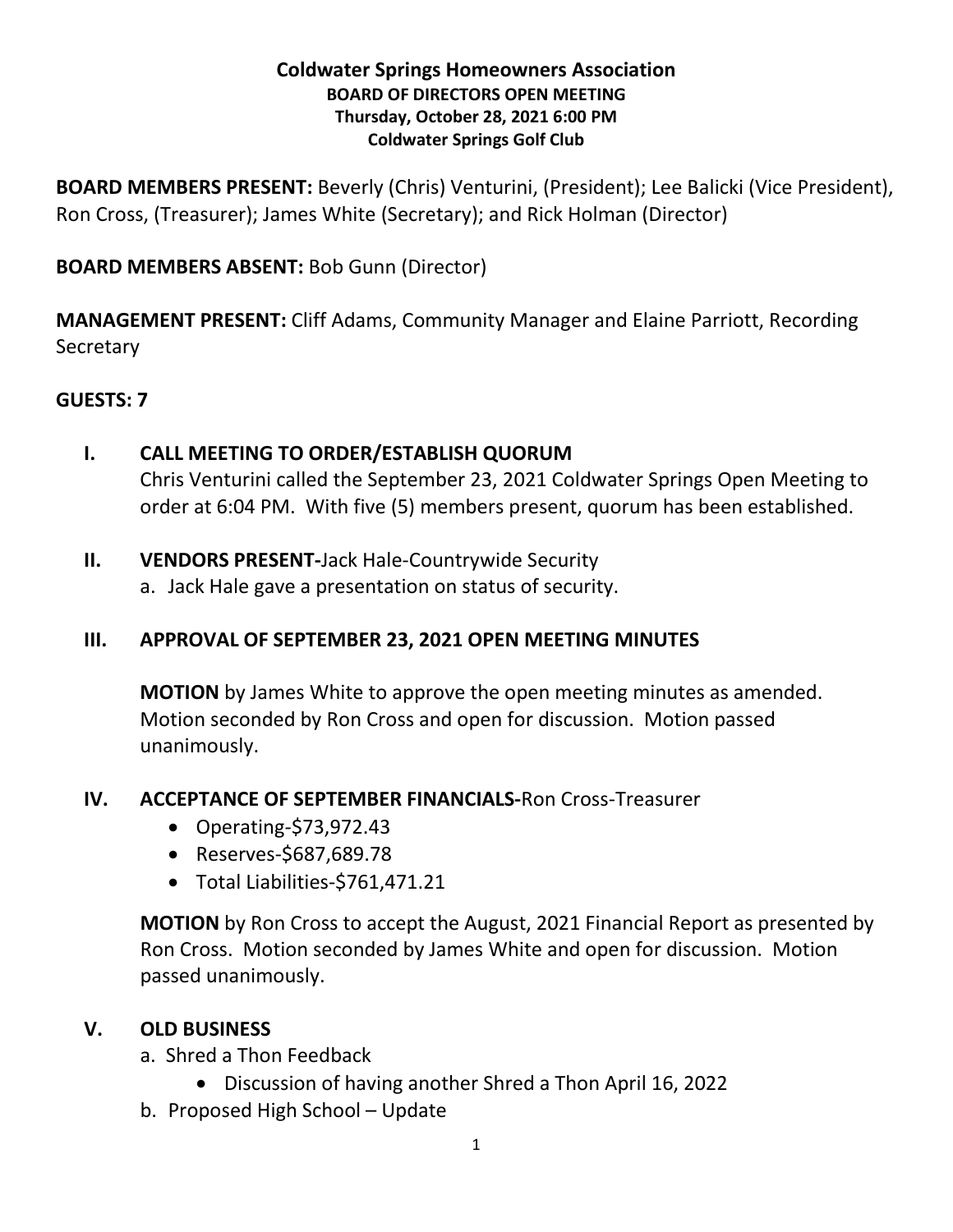**Coldwater Springs Homeowners Association**
**BOARD OF DIRECTORS OPEN MEETING**
**Thursday, October 28, 2021 6:00 PM**
**Coldwater Springs Golf Club**

**BOARD MEMBERS PRESENT:** Beverly (Chris) Venturini, (President); Lee Balicki (Vice President), Ron Cross, (Treasurer); James White (Secretary); and Rick Holman (Director)

**BOARD MEMBERS ABSENT:** Bob Gunn (Director)

**MANAGEMENT PRESENT:** Cliff Adams, Community Manager and Elaine Parriott, Recording Secretary

**GUESTS: 7**

## I. CALL MEETING TO ORDER/ESTABLISH QUORUM

Chris Venturini called the September 23, 2021 Coldwater Springs Open Meeting to order at 6:04 PM. With five (5) members present, quorum has been established.

## II. VENDORS PRESENT-Jack Hale-Countrywide Security

a. Jack Hale gave a presentation on status of security.

## III. APPROVAL OF SEPTEMBER 23, 2021 OPEN MEETING MINUTES

**MOTION** by James White to approve the open meeting minutes as amended. Motion seconded by Ron Cross and open for discussion. Motion passed unanimously.

## IV. ACCEPTANCE OF SEPTEMBER FINANCIALS-Ron Cross-Treasurer

- Operating-$73,972.43
- Reserves-$687,689.78
- Total Liabilities-$761,471.21

**MOTION** by Ron Cross to accept the August, 2021 Financial Report as presented by Ron Cross. Motion seconded by James White and open for discussion. Motion passed unanimously.

## V. OLD BUSINESS

a. Shred a Thon Feedback
  - Discussion of having another Shred a Thon April 16, 2022

b. Proposed High School – Update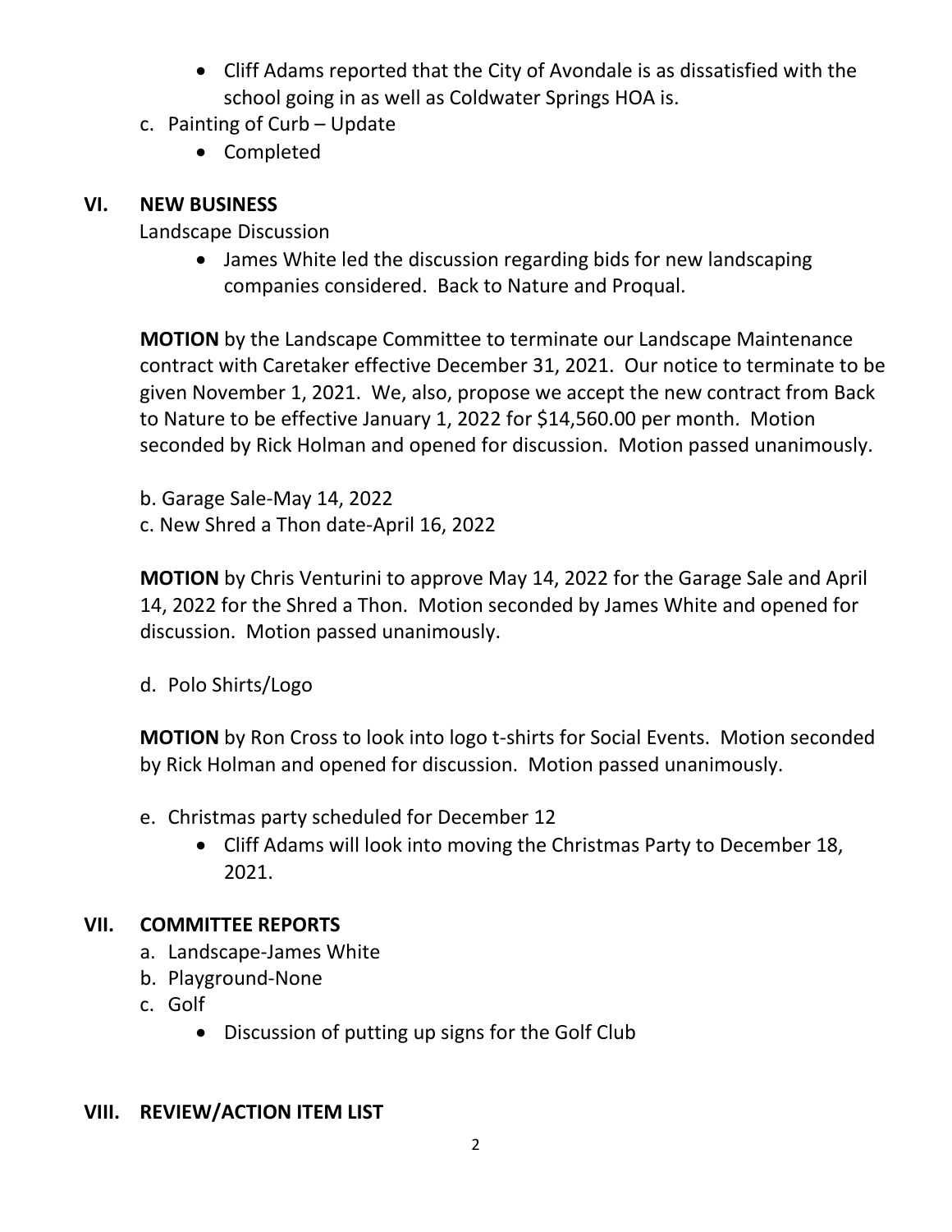- Cliff Adams reported that the City of Avondale is as dissatisfied with the school going in as well as Coldwater Springs HOA is.

c. Painting of Curb – Update
- Completed

## VI. NEW BUSINESS

Landscape Discussion

- James White led the discussion regarding bids for new landscaping companies considered. Back to Nature and Proqual.

**MOTION** by the Landscape Committee to terminate our Landscape Maintenance contract with Caretaker effective December 31, 2021. Our notice to terminate to be given November 1, 2021. We, also, propose we accept the new contract from Back to Nature to be effective January 1, 2022 for $14,560.00 per month. Motion seconded by Rick Holman and opened for discussion. Motion passed unanimously.

b. Garage Sale-May 14, 2022
c. New Shred a Thon date-April 16, 2022

**MOTION** by Chris Venturini to approve May 14, 2022 for the Garage Sale and April 14, 2022 for the Shred a Thon. Motion seconded by James White and opened for discussion. Motion passed unanimously.

d. Polo Shirts/Logo

**MOTION** by Ron Cross to look into logo t-shirts for Social Events. Motion seconded by Rick Holman and opened for discussion. Motion passed unanimously.

e. Christmas party scheduled for December 12
- Cliff Adams will look into moving the Christmas Party to December 18, 2021.

## VII. COMMITTEE REPORTS

a. Landscape-James White
b. Playground-None
c. Golf
- Discussion of putting up signs for the Golf Club

## VIII. REVIEW/ACTION ITEM LIST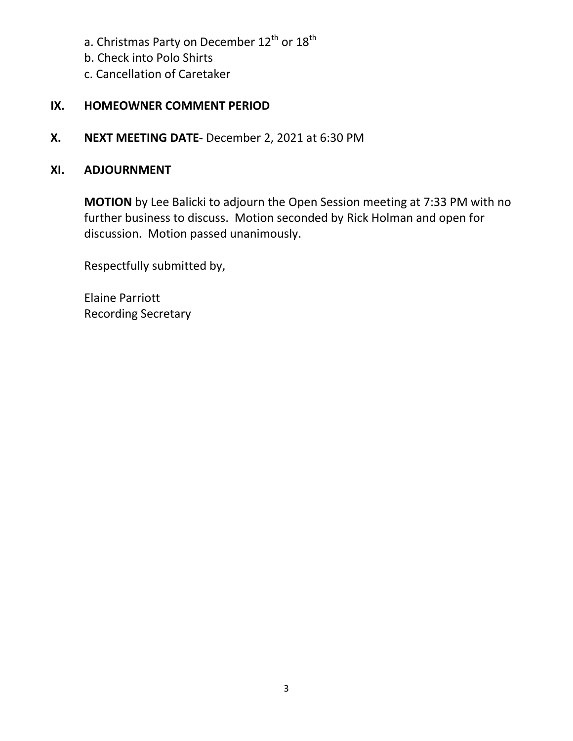a. Christmas Party on December 12th or 18th
b. Check into Polo Shirts
c. Cancellation of Caretaker

## IX. HOMEOWNER COMMENT PERIOD

## X. NEXT MEETING DATE- December 2, 2021 at 6:30 PM

## XI. ADJOURNMENT

**MOTION** by Lee Balicki to adjourn the Open Session meeting at 7:33 PM with no further business to discuss. Motion seconded by Rick Holman and open for discussion. Motion passed unanimously.

Respectfully submitted by,

Elaine Parriott
Recording Secretary